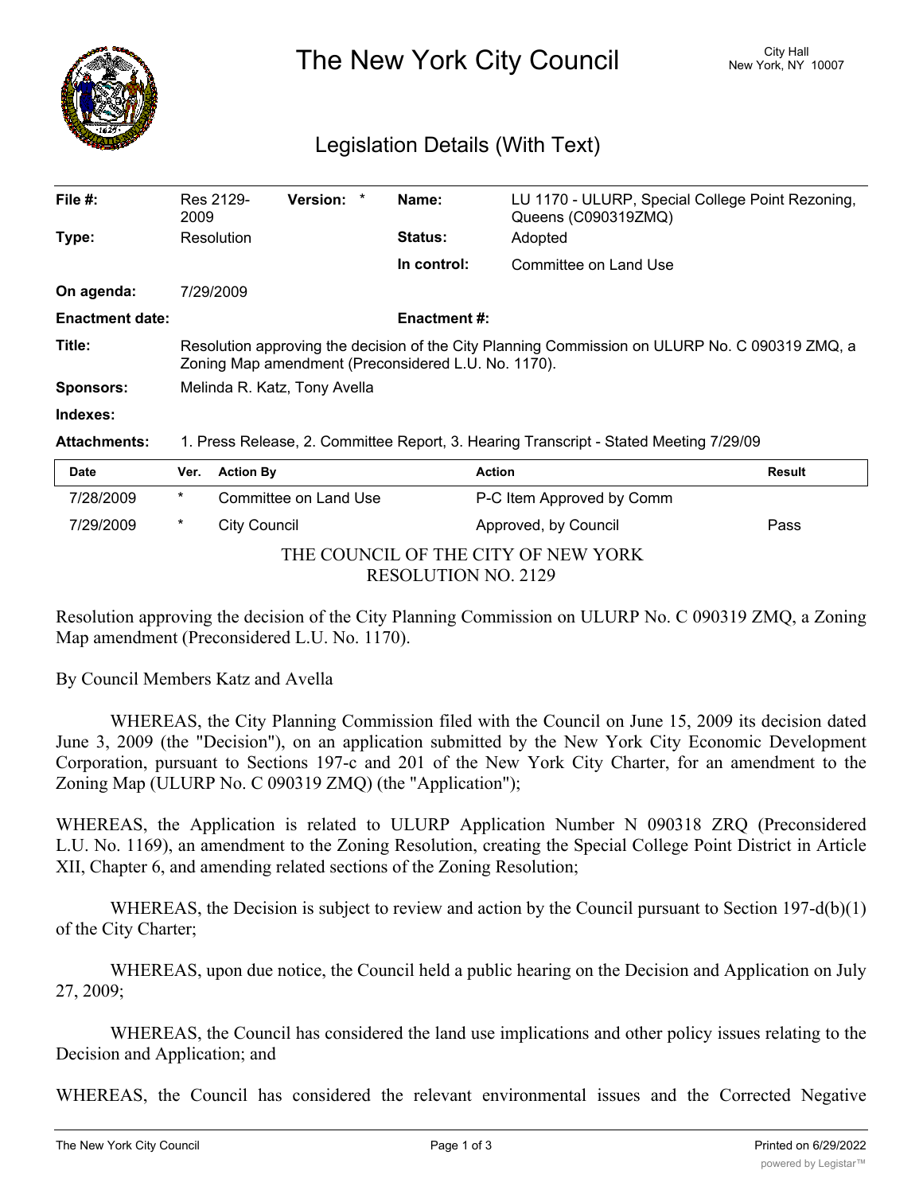# The New York City Council

City Hall
New York, NY 10007

## Legislation Details (With Text)

| | | | | | |
|---|---|---|---|---|---|
| **File #:** | Res 2129-2009 | **Version:** | * | **Name:** | LU 1170 - ULURP, Special College Point Rezoning, Queens (C090319ZMQ) |
| **Type:** | Resolution | | | **Status:** | Adopted |
| | | | | **In control:** | Committee on Land Use |
| **On agenda:** | 7/29/2009 | | | | |
| **Enactment date:** | | | | **Enactment #:** | |
| **Title:** | Resolution approving the decision of the City Planning Commission on ULURP No. C 090319 ZMQ, a Zoning Map amendment (Preconsidered L.U. No. 1170). | | | | |
| **Sponsors:** | Melinda R. Katz, Tony Avella | | | | |
| **Indexes:** | | | | | |
| **Attachments:** | 1. Press Release, 2. Committee Report, 3. Hearing Transcript - Stated Meeting 7/29/09 | | | | |

| Date | Ver. | Action By | Action | Result |
|---|---|---|---|---|
| 7/28/2009 | * | Committee on Land Use | P-C Item Approved by Comm | |
| 7/29/2009 | * | City Council | Approved, by Council | Pass |

THE COUNCIL OF THE CITY OF NEW YORK
RESOLUTION NO. 2129

Resolution approving the decision of the City Planning Commission on ULURP No. C 090319 ZMQ, a Zoning Map amendment (Preconsidered L.U. No. 1170).

By Council Members Katz and Avella

WHEREAS, the City Planning Commission filed with the Council on June 15, 2009 its decision dated June 3, 2009 (the "Decision"), on an application submitted by the New York City Economic Development Corporation, pursuant to Sections 197-c and 201 of the New York City Charter, for an amendment to the Zoning Map (ULURP No. C 090319 ZMQ) (the "Application");

WHEREAS, the Application is related to ULURP Application Number N 090318 ZRQ (Preconsidered L.U. No. 1169), an amendment to the Zoning Resolution, creating the Special College Point District in Article XII, Chapter 6, and amending related sections of the Zoning Resolution;

WHEREAS, the Decision is subject to review and action by the Council pursuant to Section 197-d(b)(1) of the City Charter;

WHEREAS, upon due notice, the Council held a public hearing on the Decision and Application on July 27, 2009;

WHEREAS, the Council has considered the land use implications and other policy issues relating to the Decision and Application; and

WHEREAS, the Council has considered the relevant environmental issues and the Corrected Negative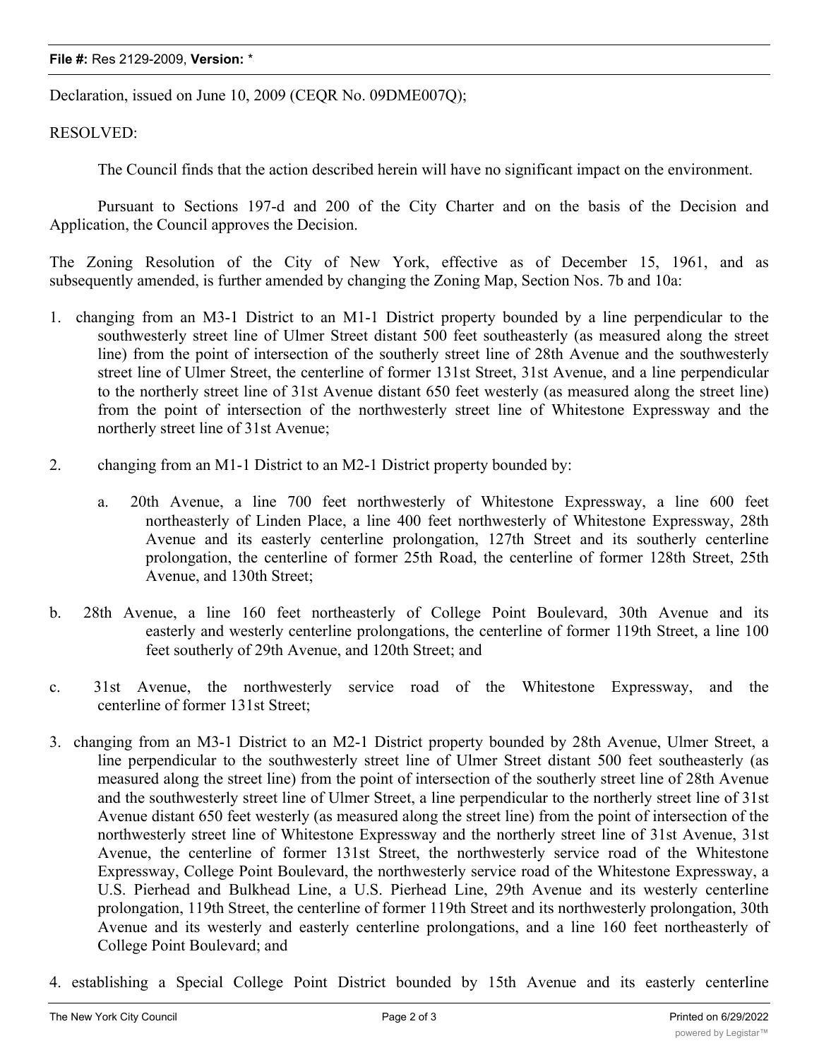Declaration, issued on June 10, 2009 (CEQR No. 09DME007Q);

RESOLVED:

The Council finds that the action described herein will have no significant impact on the environment.

Pursuant to Sections 197-d and 200 of the City Charter and on the basis of the Decision and Application, the Council approves the Decision.

The Zoning Resolution of the City of New York, effective as of December 15, 1961, and as subsequently amended, is further amended by changing the Zoning Map, Section Nos. 7b and 10a:

1. changing from an M3-1 District to an M1-1 District property bounded by a line perpendicular to the southwesterly street line of Ulmer Street distant 500 feet southeasterly (as measured along the street line) from the point of intersection of the southerly street line of 28th Avenue and the southwesterly street line of Ulmer Street, the centerline of former 131st Street, 31st Avenue, and a line perpendicular to the northerly street line of 31st Avenue distant 650 feet westerly (as measured along the street line) from the point of intersection of the northwesterly street line of Whitestone Expressway and the northerly street line of 31st Avenue;

2. changing from an M1-1 District to an M2-1 District property bounded by:

   a. 20th Avenue, a line 700 feet northwesterly of Whitestone Expressway, a line 600 feet northeasterly of Linden Place, a line 400 feet northwesterly of Whitestone Expressway, 28th Avenue and its easterly centerline prolongation, 127th Street and its southerly centerline prolongation, the centerline of former 25th Road, the centerline of former 128th Street, 25th Avenue, and 130th Street;

   b. 28th Avenue, a line 160 feet northeasterly of College Point Boulevard, 30th Avenue and its easterly and westerly centerline prolongations, the centerline of former 119th Street, a line 100 feet southerly of 29th Avenue, and 120th Street; and

   c. 31st Avenue, the northwesterly service road of the Whitestone Expressway, and the centerline of former 131st Street;

3. changing from an M3-1 District to an M2-1 District property bounded by 28th Avenue, Ulmer Street, a line perpendicular to the southwesterly street line of Ulmer Street distant 500 feet southeasterly (as measured along the street line) from the point of intersection of the southerly street line of 28th Avenue and the southwesterly street line of Ulmer Street, a line perpendicular to the northerly street line of 31st Avenue distant 650 feet westerly (as measured along the street line) from the point of intersection of the northwesterly street line of Whitestone Expressway and the northerly street line of 31st Avenue, 31st Avenue, the centerline of former 131st Street, the northwesterly service road of the Whitestone Expressway, College Point Boulevard, the northwesterly service road of the Whitestone Expressway, a U.S. Pierhead and Bulkhead Line, a U.S. Pierhead Line, 29th Avenue and its westerly centerline prolongation, 119th Street, the centerline of former 119th Street and its northwesterly prolongation, 30th Avenue and its westerly and easterly centerline prolongations, and a line 160 feet northeasterly of College Point Boulevard; and

4. establishing a Special College Point District bounded by 15th Avenue and its easterly centerline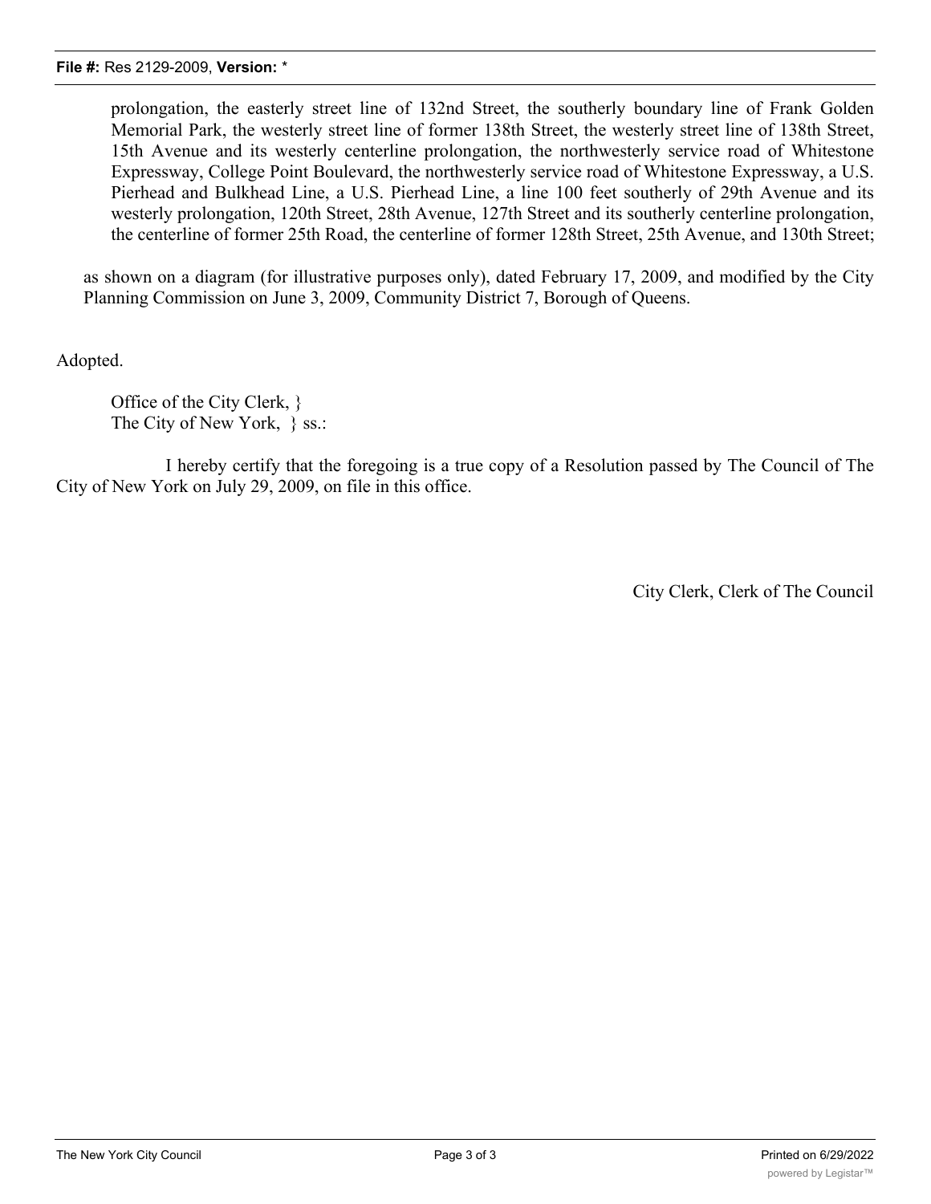prolongation, the easterly street line of 132nd Street, the southerly boundary line of Frank Golden Memorial Park, the westerly street line of former 138th Street, the westerly street line of 138th Street, 15th Avenue and its westerly centerline prolongation, the northwesterly service road of Whitestone Expressway, College Point Boulevard, the northwesterly service road of Whitestone Expressway, a U.S. Pierhead and Bulkhead Line, a U.S. Pierhead Line, a line 100 feet southerly of 29th Avenue and its westerly prolongation, 120th Street, 28th Avenue, 127th Street and its southerly centerline prolongation, the centerline of former 25th Road, the centerline of former 128th Street, 25th Avenue, and 130th Street;

as shown on a diagram (for illustrative purposes only), dated February 17, 2009, and modified by the City Planning Commission on June 3, 2009, Community District 7, Borough of Queens.

Adopted.

Office of the City Clerk, }
The City of New York, } ss.:

I hereby certify that the foregoing is a true copy of a Resolution passed by The Council of The City of New York on July 29, 2009, on file in this office.

City Clerk, Clerk of The Council